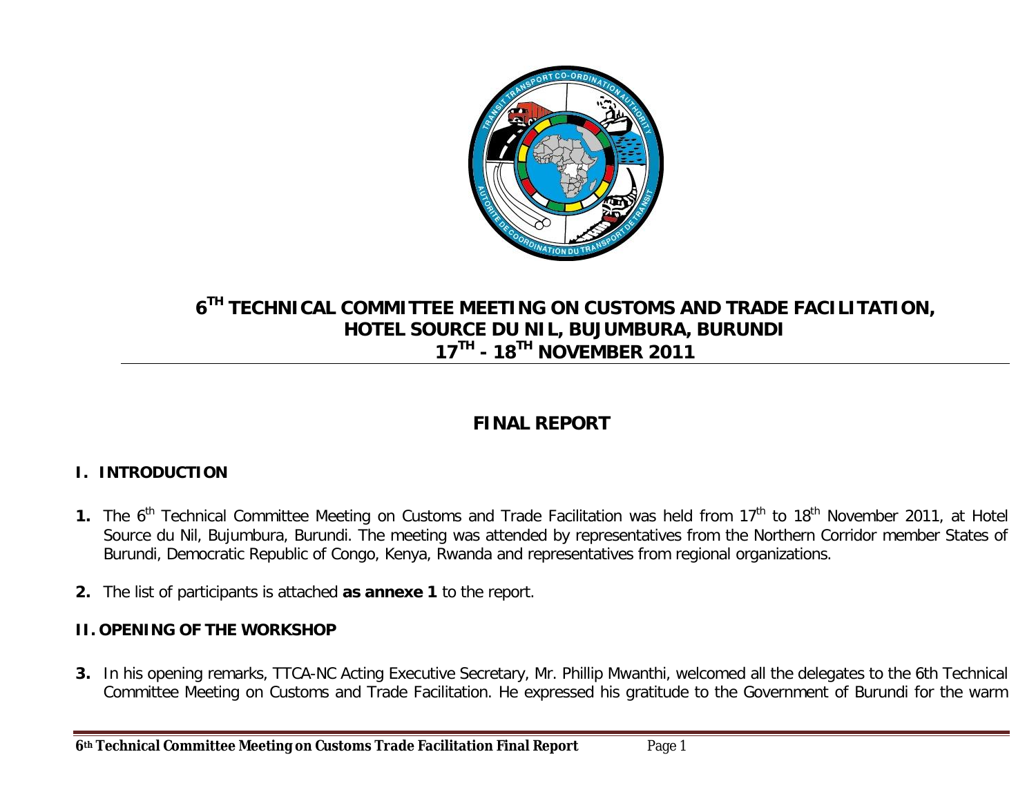# 6TH TECHNICAL COMMITTEE MEETING ON CUSTOMS AND TRADE FACILITATION, HOTEL SOURCE DU NIL, BUJUMBURA, BURUNDI 17TH - 18TH NOVEMBER 2011

## FINAL REPORT

### I. INTRODUCTION

**1.** The 6th Technical Committee Meeting on Customs and Trade Facilitation was held from 17th to 18th November 2011, at Hotel Source du Nil, Bujumbura, Burundi. The meeting was attended by representatives from the Northern Corridor member States of Burundi, Democratic Republic of Congo, Kenya, Rwanda and representatives from regional organizations.

**2.** The list of participants is attached **as annexe 1** to the report.

### II. OPENING OF THE WORKSHOP

**3.** In his opening remarks, TTCA-NC Acting Executive Secretary, Mr. Phillip Mwanthi, welcomed all the delegates to the 6th Technical Committee Meeting on Customs and Trade Facilitation. He expressed his gratitude to the Government of Burundi for the warm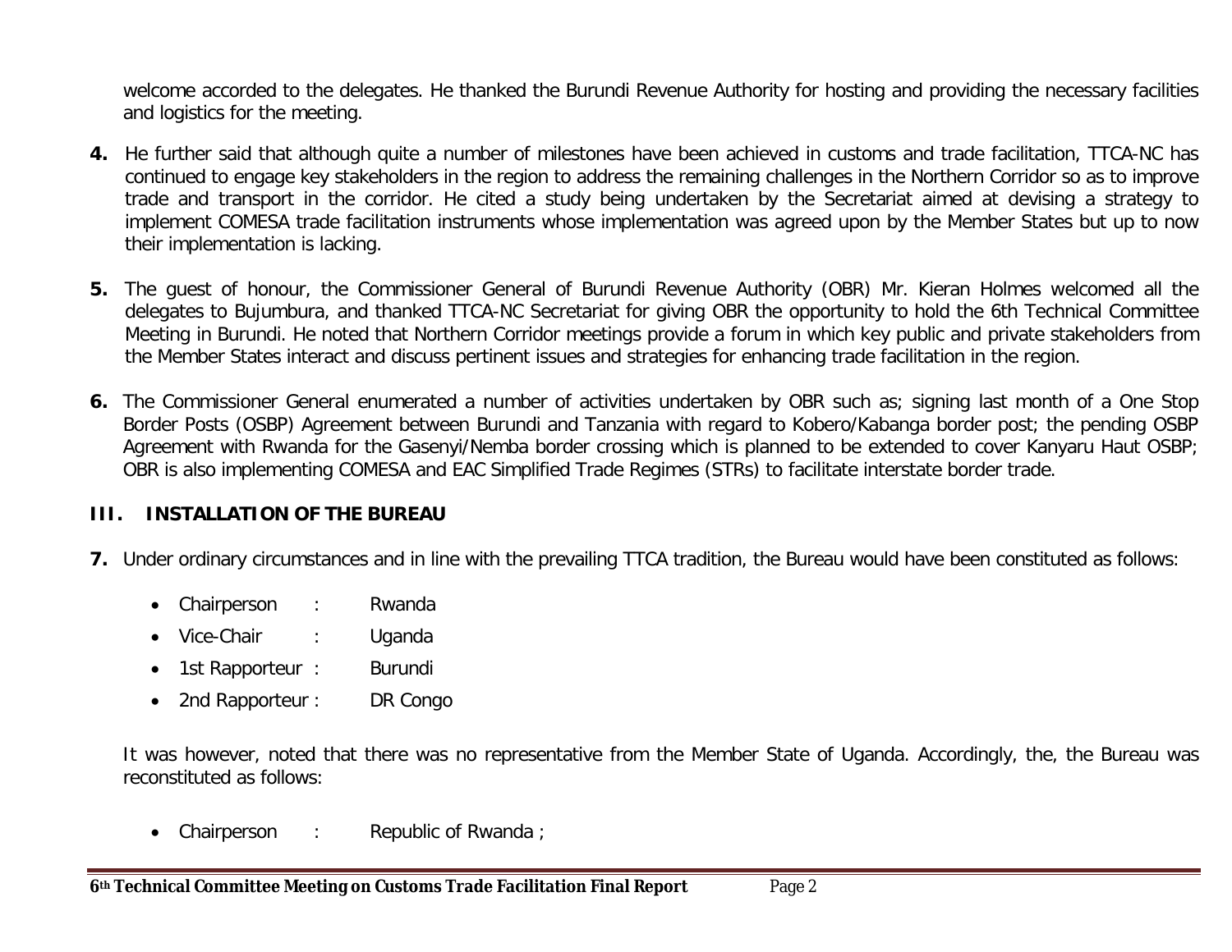welcome accorded to the delegates. He thanked the Burundi Revenue Authority for hosting and providing the necessary facilities and logistics for the meeting.

**4.** He further said that although quite a number of milestones have been achieved in customs and trade facilitation, TTCA-NC has continued to engage key stakeholders in the region to address the remaining challenges in the Northern Corridor so as to improve trade and transport in the corridor. He cited a study being undertaken by the Secretariat aimed at devising a strategy to implement COMESA trade facilitation instruments whose implementation was agreed upon by the Member States but up to now their implementation is lacking.

**5.** The guest of honour, the Commissioner General of Burundi Revenue Authority (OBR) Mr. Kieran Holmes welcomed all the delegates to Bujumbura, and thanked TTCA-NC Secretariat for giving OBR the opportunity to hold the 6th Technical Committee Meeting in Burundi. He noted that Northern Corridor meetings provide a forum in which key public and private stakeholders from the Member States interact and discuss pertinent issues and strategies for enhancing trade facilitation in the region.

**6.** The Commissioner General enumerated a number of activities undertaken by OBR such as; signing last month of a One Stop Border Posts (OSBP) Agreement between Burundi and Tanzania with regard to Kobero/Kabanga border post; the pending OSBP Agreement with Rwanda for the Gasenyi/Nemba border crossing which is planned to be extended to cover Kanyaru Haut OSBP; OBR is also implementing COMESA and EAC Simplified Trade Regimes (STRs) to facilitate interstate border trade.

## III. INSTALLATION OF THE BUREAU

**7.** Under ordinary circumstances and in line with the prevailing TTCA tradition, the Bureau would have been constituted as follows:

- Chairperson : Rwanda
- Vice-Chair : Uganda
- 1st Rapporteur : Burundi
- 2nd Rapporteur : DR Congo

It was however, noted that there was no representative from the Member State of Uganda. Accordingly, the, the Bureau was reconstituted as follows:

- Chairperson : Republic of Rwanda ;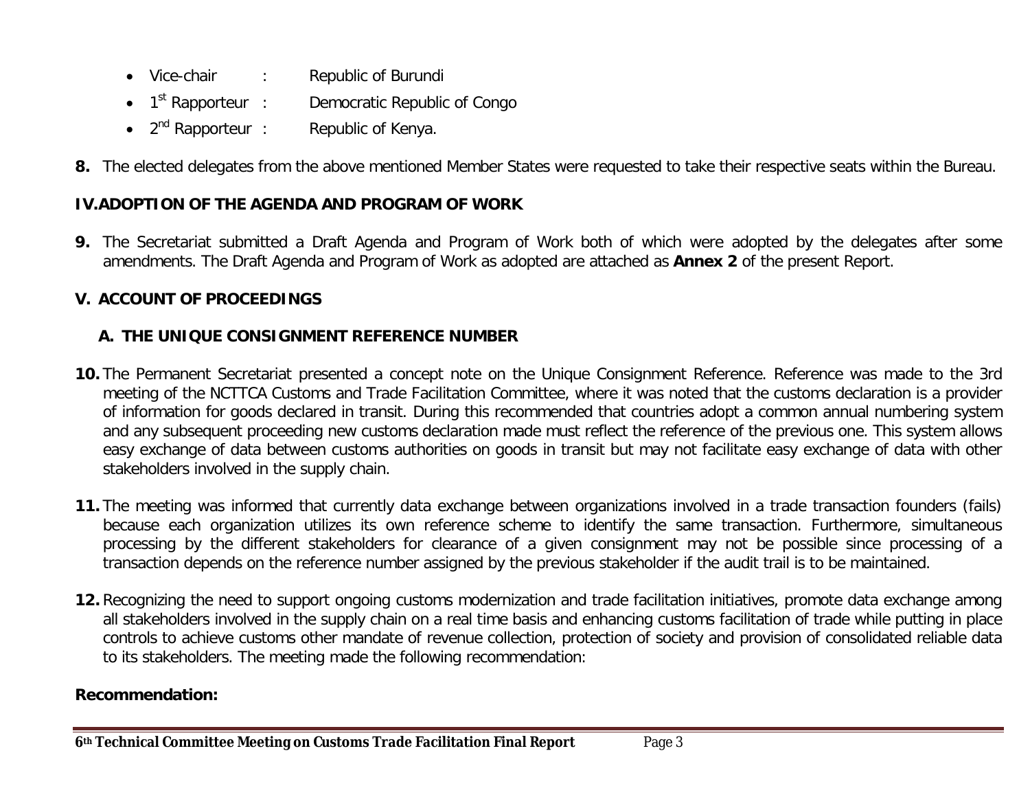- Vice-chair : Republic of Burundi
- 1st Rapporteur : Democratic Republic of Congo
- 2nd Rapporteur : Republic of Kenya.

**8.** The elected delegates from the above mentioned Member States were requested to take their respective seats within the Bureau.

## IV. ADOPTION OF THE AGENDA AND PROGRAM OF WORK

**9.** The Secretariat submitted a Draft Agenda and Program of Work both of which were adopted by the delegates after some amendments. The Draft Agenda and Program of Work as adopted are attached as **Annex 2** of the present Report.

## V. ACCOUNT OF PROCEEDINGS

### A. THE UNIQUE CONSIGNMENT REFERENCE NUMBER

**10.** The Permanent Secretariat presented a concept note on the Unique Consignment Reference. Reference was made to the 3rd meeting of the NCTTCA Customs and Trade Facilitation Committee, where it was noted that the customs declaration is a provider of information for goods declared in transit. During this recommended that countries adopt a common annual numbering system and any subsequent proceeding new customs declaration made must reflect the reference of the previous one. This system allows easy exchange of data between customs authorities on goods in transit but may not facilitate easy exchange of data with other stakeholders involved in the supply chain.

**11.** The meeting was informed that currently data exchange between organizations involved in a trade transaction founders (fails) because each organization utilizes its own reference scheme to identify the same transaction. Furthermore, simultaneous processing by the different stakeholders for clearance of a given consignment may not be possible since processing of a transaction depends on the reference number assigned by the previous stakeholder if the audit trail is to be maintained.

**12.** Recognizing the need to support ongoing customs modernization and trade facilitation initiatives, promote data exchange among all stakeholders involved in the supply chain on a real time basis and enhancing customs facilitation of trade while putting in place controls to achieve customs other mandate of revenue collection, protection of society and provision of consolidated reliable data to its stakeholders. The meeting made the following recommendation:

**Recommendation:**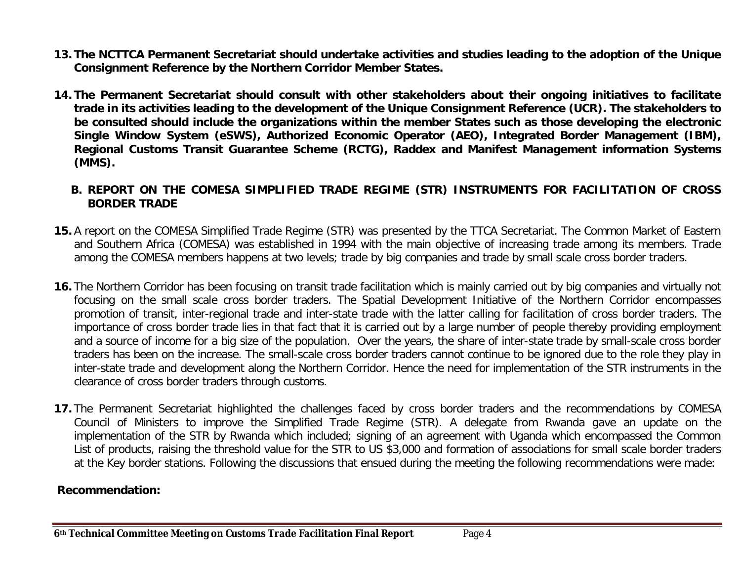**13. The NCTTCA Permanent Secretariat should undertake activities and studies leading to the adoption of the Unique Consignment Reference by the Northern Corridor Member States.**

**14. The Permanent Secretariat should consult with other stakeholders about their ongoing initiatives to facilitate trade in its activities leading to the development of the Unique Consignment Reference (UCR). The stakeholders to be consulted should include the organizations within the member States such as those developing the electronic Single Window System (eSWS), Authorized Economic Operator (AEO), Integrated Border Management (IBM), Regional Customs Transit Guarantee Scheme (RCTG), Raddex and Manifest Management information Systems (MMS).**

## B. REPORT ON THE COMESA SIMPLIFIED TRADE REGIME (STR) INSTRUMENTS FOR FACILITATION OF CROSS BORDER TRADE

**15.** A report on the COMESA Simplified Trade Regime (STR) was presented by the TTCA Secretariat. The Common Market of Eastern and Southern Africa (COMESA) was established in 1994 with the main objective of increasing trade among its members. Trade among the COMESA members happens at two levels; trade by big companies and trade by small scale cross border traders.

**16.** The Northern Corridor has been focusing on transit trade facilitation which is mainly carried out by big companies and virtually not focusing on the small scale cross border traders. The Spatial Development Initiative of the Northern Corridor encompasses promotion of transit, inter-regional trade and inter-state trade with the latter calling for facilitation of cross border traders. The importance of cross border trade lies in that fact that it is carried out by a large number of people thereby providing employment and a source of income for a big size of the population. Over the years, the share of inter-state trade by small-scale cross border traders has been on the increase. The small-scale cross border traders cannot continue to be ignored due to the role they play in inter-state trade and development along the Northern Corridor. Hence the need for implementation of the STR instruments in the clearance of cross border traders through customs.

**17.** The Permanent Secretariat highlighted the challenges faced by cross border traders and the recommendations by COMESA Council of Ministers to improve the Simplified Trade Regime (STR). A delegate from Rwanda gave an update on the implementation of the STR by Rwanda which included; signing of an agreement with Uganda which encompassed the Common List of products, raising the threshold value for the STR to US $3,000 and formation of associations for small scale border traders at the Key border stations. Following the discussions that ensued during the meeting the following recommendations were made:

**Recommendation:**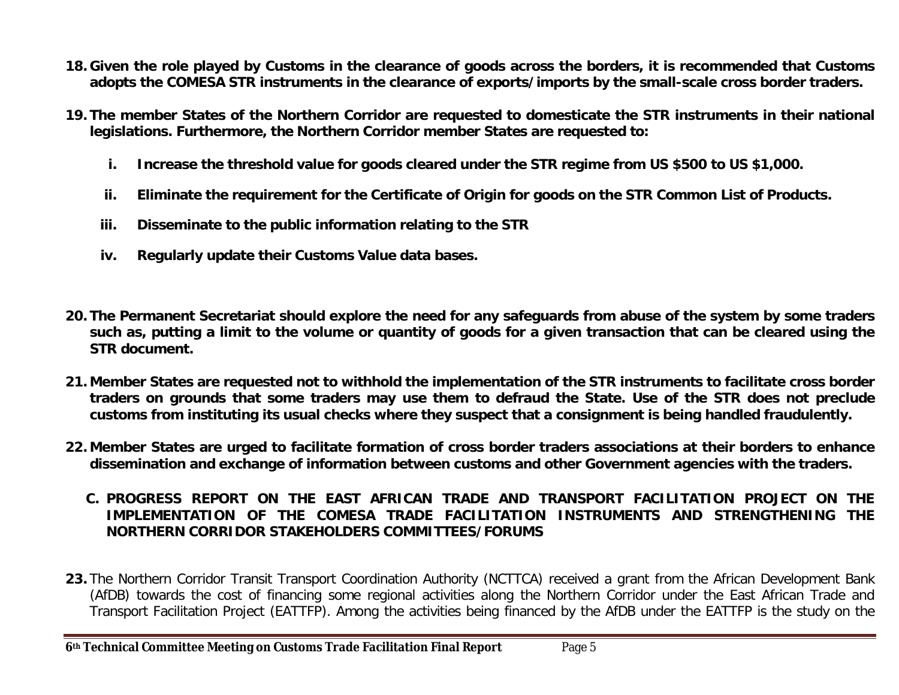**18. Given the role played by Customs in the clearance of goods across the borders, it is recommended that Customs adopts the COMESA STR instruments in the clearance of exports/imports by the small-scale cross border traders.**

**19. The member States of the Northern Corridor are requested to domesticate the STR instruments in their national legislations. Furthermore, the Northern Corridor member States are requested to:**

**i. Increase the threshold value for goods cleared under the STR regime from US $500 to US $1,000.**

**ii. Eliminate the requirement for the Certificate of Origin for goods on the STR Common List of Products.**

**iii. Disseminate to the public information relating to the STR**

**iv. Regularly update their Customs Value data bases.**

**20. The Permanent Secretariat should explore the need for any safeguards from abuse of the system by some traders such as, putting a limit to the volume or quantity of goods for a given transaction that can be cleared using the STR document.**

**21. Member States are requested not to withhold the implementation of the STR instruments to facilitate cross border traders on grounds that some traders may use them to defraud the State. Use of the STR does not preclude customs from instituting its usual checks where they suspect that a consignment is being handled fraudulently.**

**22. Member States are urged to facilitate formation of cross border traders associations at their borders to enhance dissemination and exchange of information between customs and other Government agencies with the traders.**

## C. PROGRESS REPORT ON THE EAST AFRICAN TRADE AND TRANSPORT FACILITATION PROJECT ON THE IMPLEMENTATION OF THE COMESA TRADE FACILITATION INSTRUMENTS AND STRENGTHENING THE NORTHERN CORRIDOR STAKEHOLDERS COMMITTEES/FORUMS

**23.** The Northern Corridor Transit Transport Coordination Authority (NCTTCA) received a grant from the African Development Bank (AfDB) towards the cost of financing some regional activities along the Northern Corridor under the East African Trade and Transport Facilitation Project (EATTFP). Among the activities being financed by the AfDB under the EATTFP is the study on the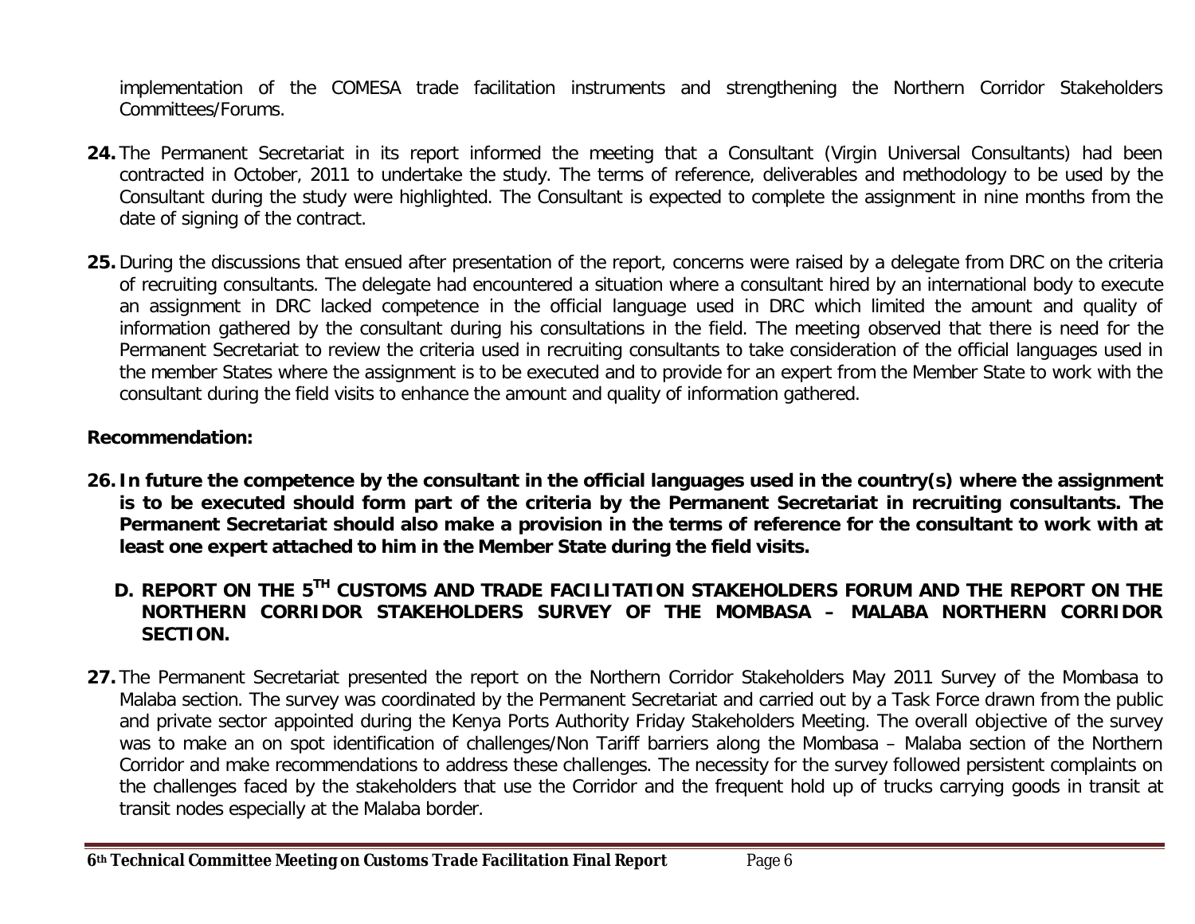implementation of the COMESA trade facilitation instruments and strengthening the Northern Corridor Stakeholders Committees/Forums.

**24.** The Permanent Secretariat in its report informed the meeting that a Consultant (Virgin Universal Consultants) had been contracted in October, 2011 to undertake the study. The terms of reference, deliverables and methodology to be used by the Consultant during the study were highlighted. The Consultant is expected to complete the assignment in nine months from the date of signing of the contract.

**25.** During the discussions that ensued after presentation of the report, concerns were raised by a delegate from DRC on the criteria of recruiting consultants. The delegate had encountered a situation where a consultant hired by an international body to execute an assignment in DRC lacked competence in the official language used in DRC which limited the amount and quality of information gathered by the consultant during his consultations in the field. The meeting observed that there is need for the Permanent Secretariat to review the criteria used in recruiting consultants to take consideration of the official languages used in the member States where the assignment is to be executed and to provide for an expert from the Member State to work with the consultant during the field visits to enhance the amount and quality of information gathered.

**Recommendation:**

**26. In future the competence by the consultant in the official languages used in the country(s) where the assignment is to be executed should form part of the criteria by the Permanent Secretariat in recruiting consultants. The Permanent Secretariat should also make a provision in the terms of reference for the consultant to work with at least one expert attached to him in the Member State during the field visits.**

### D. REPORT ON THE 5TH CUSTOMS AND TRADE FACILITATION STAKEHOLDERS FORUM AND THE REPORT ON THE NORTHERN CORRIDOR STAKEHOLDERS SURVEY OF THE MOMBASA – MALABA NORTHERN CORRIDOR SECTION.

**27.** The Permanent Secretariat presented the report on the Northern Corridor Stakeholders May 2011 Survey of the Mombasa to Malaba section. The survey was coordinated by the Permanent Secretariat and carried out by a Task Force drawn from the public and private sector appointed during the Kenya Ports Authority Friday Stakeholders Meeting. The overall objective of the survey was to make an on spot identification of challenges/Non Tariff barriers along the Mombasa – Malaba section of the Northern Corridor and make recommendations to address these challenges. The necessity for the survey followed persistent complaints on the challenges faced by the stakeholders that use the Corridor and the frequent hold up of trucks carrying goods in transit at transit nodes especially at the Malaba border.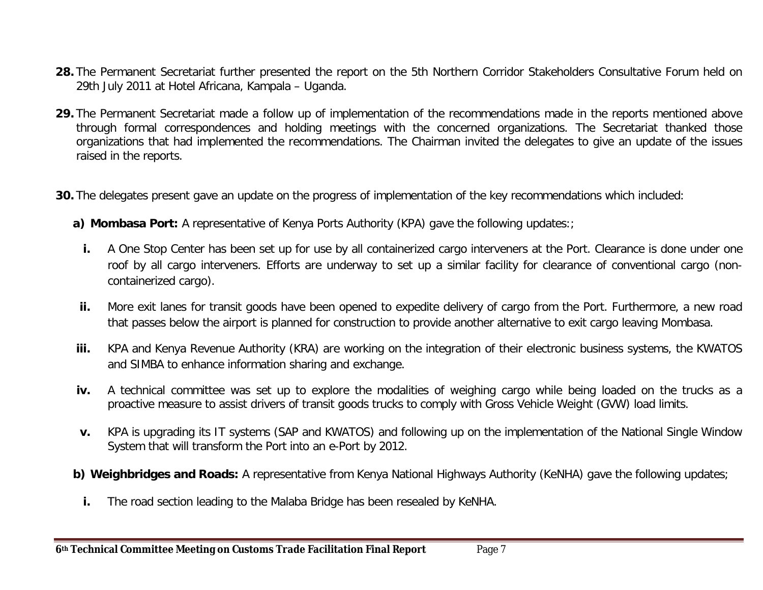**28.** The Permanent Secretariat further presented the report on the 5th Northern Corridor Stakeholders Consultative Forum held on 29th July 2011 at Hotel Africana, Kampala – Uganda.

**29.** The Permanent Secretariat made a follow up of implementation of the recommendations made in the reports mentioned above through formal correspondences and holding meetings with the concerned organizations. The Secretariat thanked those organizations that had implemented the recommendations. The Chairman invited the delegates to give an update of the issues raised in the reports.

**30.** The delegates present gave an update on the progress of implementation of the key recommendations which included:

**a) Mombasa Port:** A representative of Kenya Ports Authority (KPA) gave the following updates:;

- **i.** A One Stop Center has been set up for use by all containerized cargo interveners at the Port. Clearance is done under one roof by all cargo interveners. Efforts are underway to set up a similar facility for clearance of conventional cargo (non-containerized cargo).
- **ii.** More exit lanes for transit goods have been opened to expedite delivery of cargo from the Port. Furthermore, a new road that passes below the airport is planned for construction to provide another alternative to exit cargo leaving Mombasa.
- **iii.** KPA and Kenya Revenue Authority (KRA) are working on the integration of their electronic business systems, the KWATOS and SIMBA to enhance information sharing and exchange.
- **iv.** A technical committee was set up to explore the modalities of weighing cargo while being loaded on the trucks as a proactive measure to assist drivers of transit goods trucks to comply with Gross Vehicle Weight (GVW) load limits.
- **v.** KPA is upgrading its IT systems (SAP and KWATOS) and following up on the implementation of the National Single Window System that will transform the Port into an e-Port by 2012.

**b) Weighbridges and Roads:** A representative from Kenya National Highways Authority (KeNHA) gave the following updates;

- **i.** The road section leading to the Malaba Bridge has been resealed by KeNHA.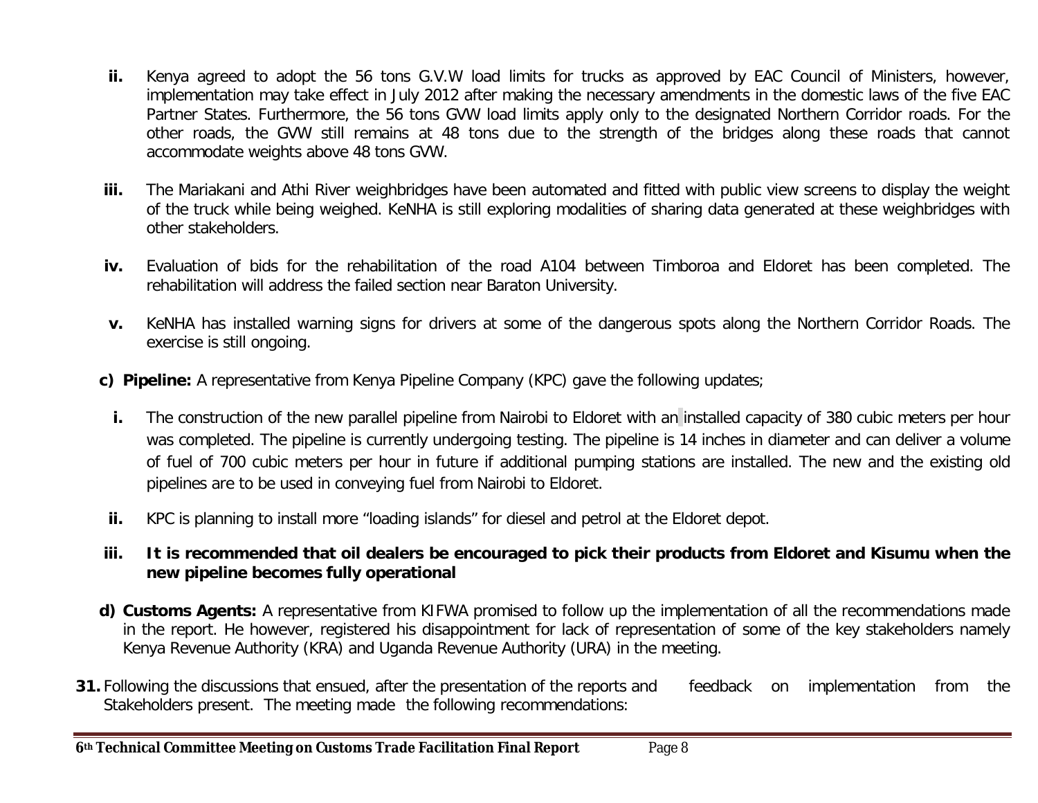ii. Kenya agreed to adopt the 56 tons G.V.W load limits for trucks as approved by EAC Council of Ministers, however, implementation may take effect in July 2012 after making the necessary amendments in the domestic laws of the five EAC Partner States. Furthermore, the 56 tons GVW load limits apply only to the designated Northern Corridor roads. For the other roads, the GVW still remains at 48 tons due to the strength of the bridges along these roads that cannot accommodate weights above 48 tons GVW.

iii. The Mariakani and Athi River weighbridges have been automated and fitted with public view screens to display the weight of the truck while being weighed. KeNHA is still exploring modalities of sharing data generated at these weighbridges with other stakeholders.

iv. Evaluation of bids for the rehabilitation of the road A104 between Timboroa and Eldoret has been completed. The rehabilitation will address the failed section near Baraton University.

v. KeNHA has installed warning signs for drivers at some of the dangerous spots along the Northern Corridor Roads. The exercise is still ongoing.

**c) Pipeline:** A representative from Kenya Pipeline Company (KPC) gave the following updates;

i. The construction of the new parallel pipeline from Nairobi to Eldoret with an installed capacity of 380 cubic meters per hour was completed. The pipeline is currently undergoing testing. The pipeline is 14 inches in diameter and can deliver a volume of fuel of 700 cubic meters per hour in future if additional pumping stations are installed. The new and the existing old pipelines are to be used in conveying fuel from Nairobi to Eldoret.

ii. KPC is planning to install more "loading islands" for diesel and petrol at the Eldoret depot.

iii. **It is recommended that oil dealers be encouraged to pick their products from Eldoret and Kisumu when the new pipeline becomes fully operational**

**d) Customs Agents:** A representative from KIFWA promised to follow up the implementation of all the recommendations made in the report. He however, registered his disappointment for lack of representation of some of the key stakeholders namely Kenya Revenue Authority (KRA) and Uganda Revenue Authority (URA) in the meeting.

**31.** Following the discussions that ensued, after the presentation of the reports and feedback on implementation from the Stakeholders present. The meeting made the following recommendations: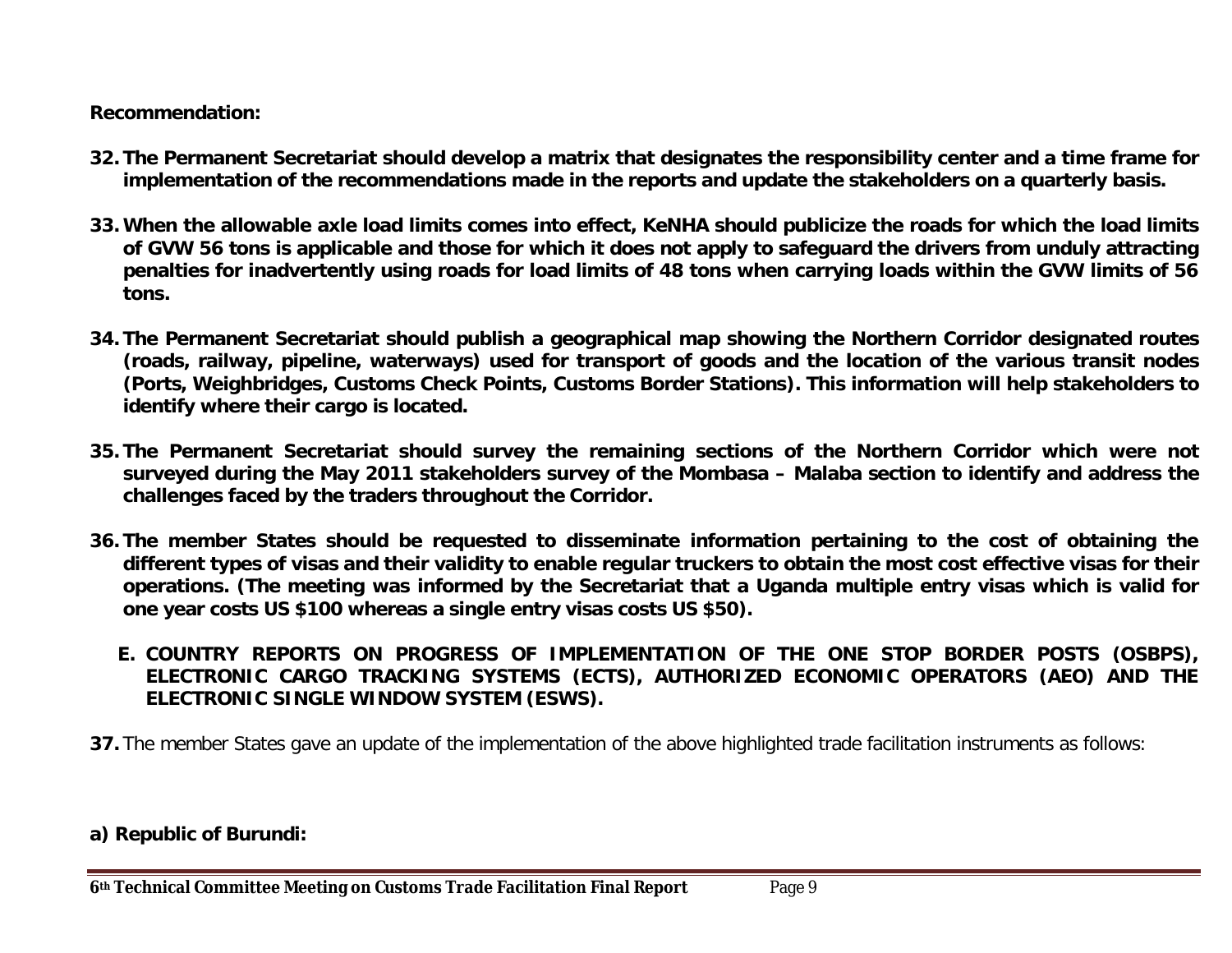**Recommendation:**

32. **The Permanent Secretariat should develop a matrix that designates the responsibility center and a time frame for implementation of the recommendations made in the reports and update the stakeholders on a quarterly basis.**

33. **When the allowable axle load limits comes into effect, KeNHA should publicize the roads for which the load limits of GVW 56 tons is applicable and those for which it does not apply to safeguard the drivers from unduly attracting penalties for inadvertently using roads for load limits of 48 tons when carrying loads within the GVW limits of 56 tons.**

34. **The Permanent Secretariat should publish a geographical map showing the Northern Corridor designated routes (roads, railway, pipeline, waterways) used for transport of goods and the location of the various transit nodes (Ports, Weighbridges, Customs Check Points, Customs Border Stations). This information will help stakeholders to identify where their cargo is located.**

35. **The Permanent Secretariat should survey the remaining sections of the Northern Corridor which were not surveyed during the May 2011 stakeholders survey of the Mombasa – Malaba section to identify and address the challenges faced by the traders throughout the Corridor.**

36. **The member States should be requested to disseminate information pertaining to the cost of obtaining the different types of visas and their validity to enable regular truckers to obtain the most cost effective visas for their operations. (The meeting was informed by the Secretariat that a Uganda multiple entry visas which is valid for one year costs US $100 whereas a single entry visas costs US $50).**

## E. COUNTRY REPORTS ON PROGRESS OF IMPLEMENTATION OF THE ONE STOP BORDER POSTS (OSBPS), ELECTRONIC CARGO TRACKING SYSTEMS (ECTS), AUTHORIZED ECONOMIC OPERATORS (AEO) AND THE ELECTRONIC SINGLE WINDOW SYSTEM (ESWS).

**37.** The member States gave an update of the implementation of the above highlighted trade facilitation instruments as follows:

### a) Republic of Burundi: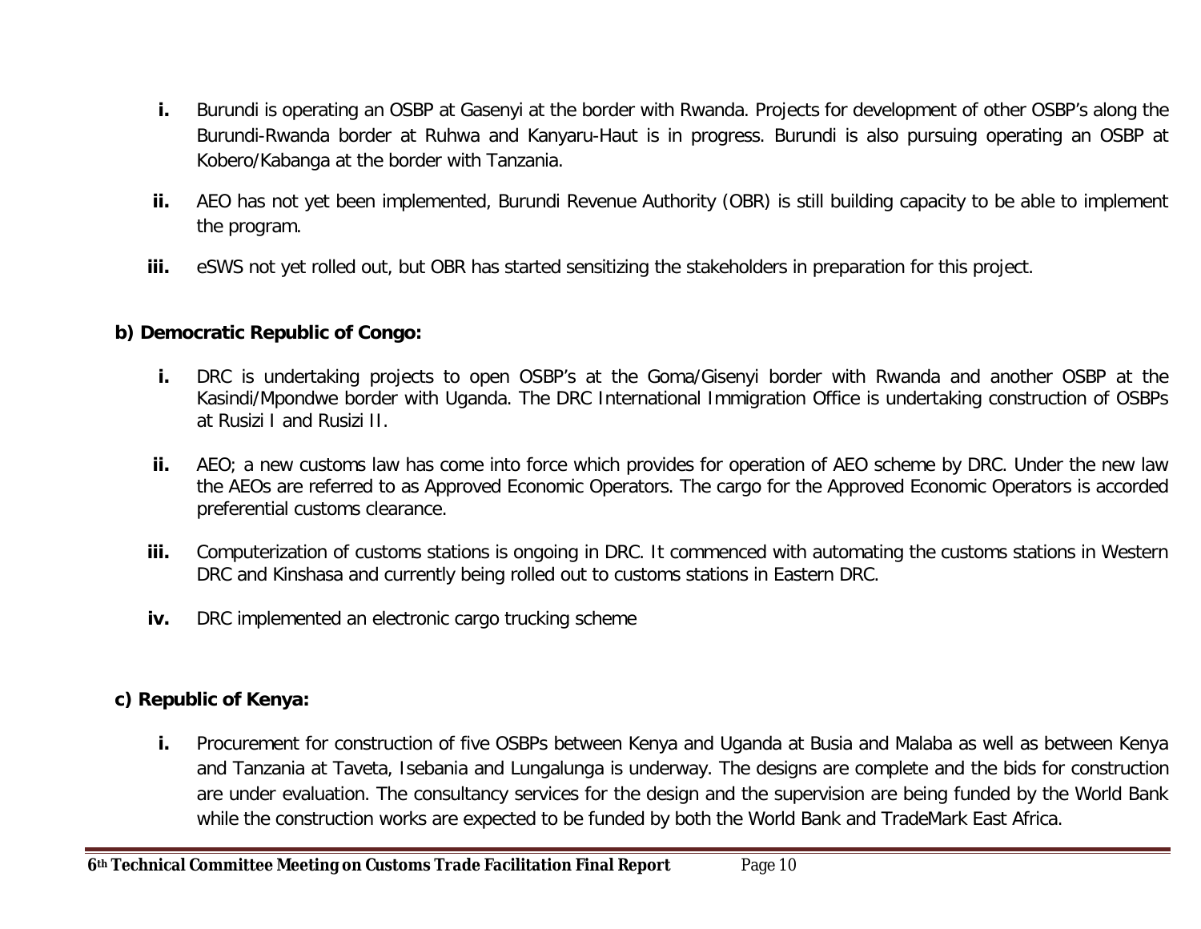i. Burundi is operating an OSBP at Gasenyi at the border with Rwanda. Projects for development of other OSBP's along the Burundi-Rwanda border at Ruhwa and Kanyaru-Haut is in progress. Burundi is also pursuing operating an OSBP at Kobero/Kabanga at the border with Tanzania.

ii. AEO has not yet been implemented, Burundi Revenue Authority (OBR) is still building capacity to be able to implement the program.

iii. eSWS not yet rolled out, but OBR has started sensitizing the stakeholders in preparation for this project.

**b) Democratic Republic of Congo:**

i. DRC is undertaking projects to open OSBP's at the Goma/Gisenyi border with Rwanda and another OSBP at the Kasindi/Mpondwe border with Uganda. The DRC International Immigration Office is undertaking construction of OSBPs at Rusizi I and Rusizi II.

ii. AEO; a new customs law has come into force which provides for operation of AEO scheme by DRC. Under the new law the AEOs are referred to as Approved Economic Operators. The cargo for the Approved Economic Operators is accorded preferential customs clearance.

iii. Computerization of customs stations is ongoing in DRC. It commenced with automating the customs stations in Western DRC and Kinshasa and currently being rolled out to customs stations in Eastern DRC.

iv. DRC implemented an electronic cargo trucking scheme

**c) Republic of Kenya:**

i. Procurement for construction of five OSBPs between Kenya and Uganda at Busia and Malaba as well as between Kenya and Tanzania at Taveta, Isebania and Lungalunga is underway. The designs are complete and the bids for construction are under evaluation. The consultancy services for the design and the supervision are being funded by the World Bank while the construction works are expected to be funded by both the World Bank and TradeMark East Africa.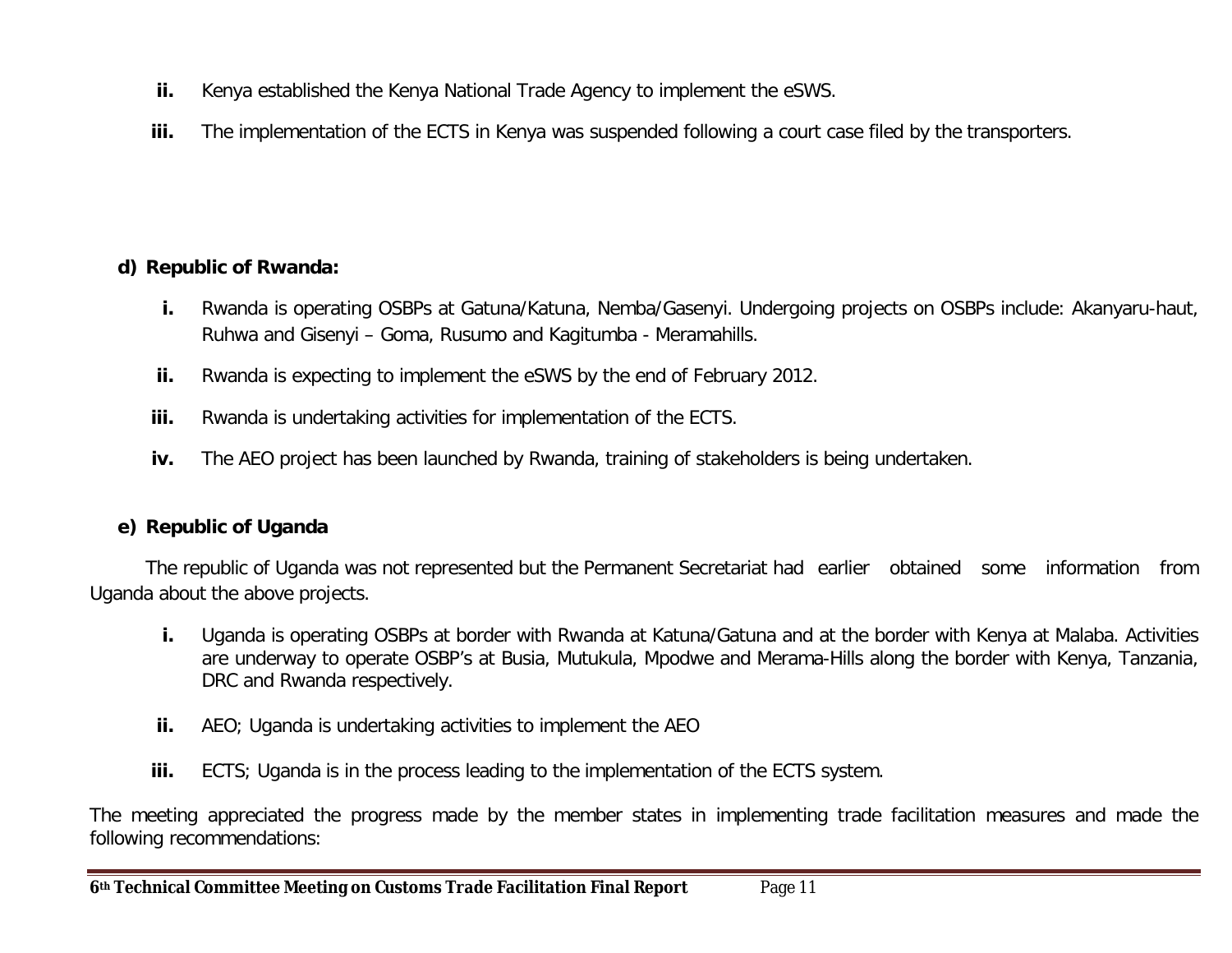ii. Kenya established the Kenya National Trade Agency to implement the eSWS.

iii. The implementation of the ECTS in Kenya was suspended following a court case filed by the transporters.

**d) Republic of Rwanda:**

i. Rwanda is operating OSBPs at Gatuna/Katuna, Nemba/Gasenyi. Undergoing projects on OSBPs include: Akanyaru-haut, Ruhwa and Gisenyi – Goma, Rusumo and Kagitumba - Meramahills.

ii. Rwanda is expecting to implement the eSWS by the end of February 2012.

iii. Rwanda is undertaking activities for implementation of the ECTS.

iv. The AEO project has been launched by Rwanda, training of stakeholders is being undertaken.

**e) Republic of Uganda**

The republic of Uganda was not represented but the Permanent Secretariat had earlier obtained some information from Uganda about the above projects.

i. Uganda is operating OSBPs at border with Rwanda at Katuna/Gatuna and at the border with Kenya at Malaba. Activities are underway to operate OSBP's at Busia, Mutukula, Mpodwe and Merama-Hills along the border with Kenya, Tanzania, DRC and Rwanda respectively.

ii. AEO; Uganda is undertaking activities to implement the AEO

iii. ECTS; Uganda is in the process leading to the implementation of the ECTS system.

The meeting appreciated the progress made by the member states in implementing trade facilitation measures and made the following recommendations: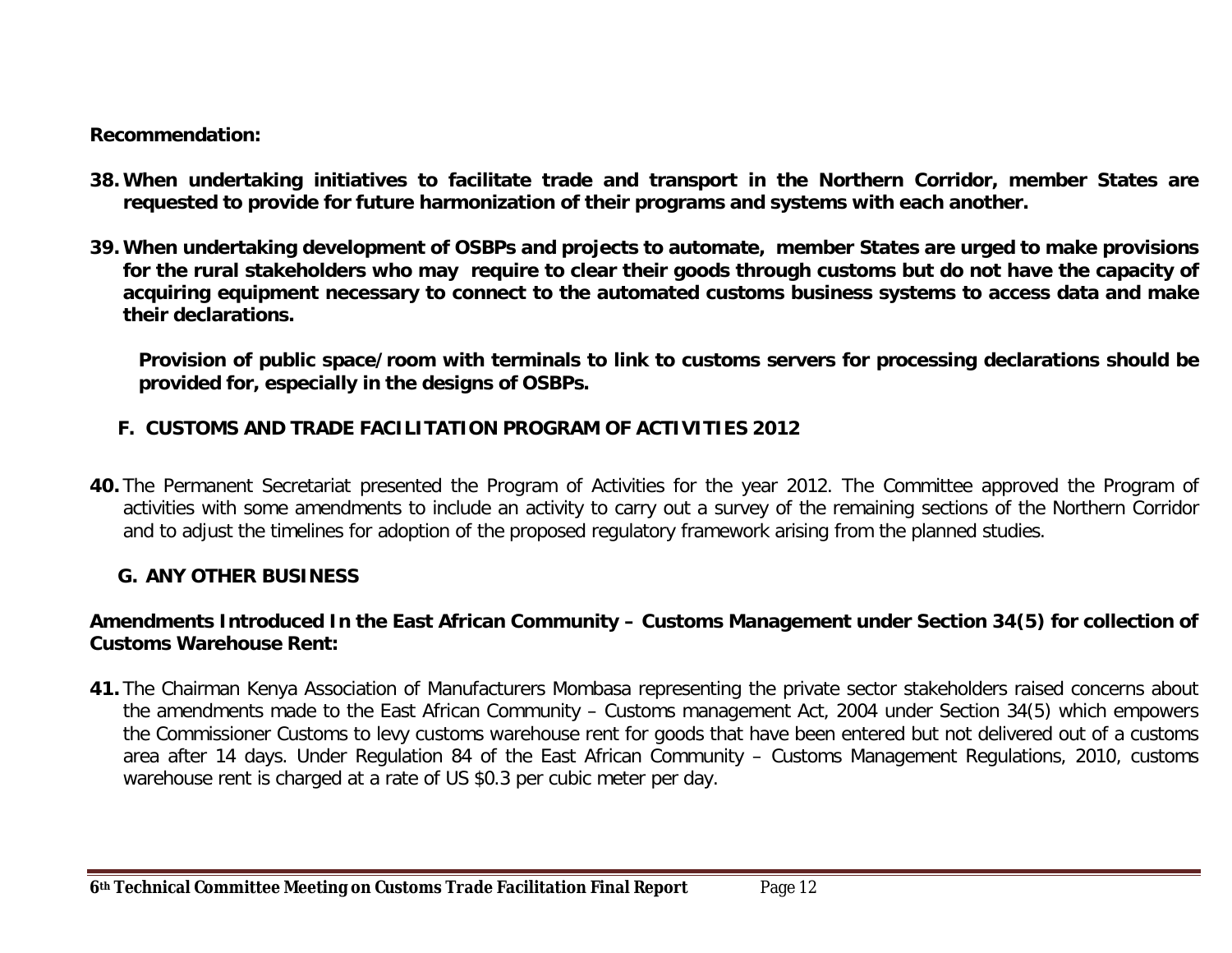**Recommendation:**

**38. When undertaking initiatives to facilitate trade and transport in the Northern Corridor, member States are requested to provide for future harmonization of their programs and systems with each another.**

**39. When undertaking development of OSBPs and projects to automate, member States are urged to make provisions for the rural stakeholders who may require to clear their goods through customs but do not have the capacity of acquiring equipment necessary to connect to the automated customs business systems to access data and make their declarations.**

**Provision of public space/room with terminals to link to customs servers for processing declarations should be provided for, especially in the designs of OSBPs.**

## F. CUSTOMS AND TRADE FACILITATION PROGRAM OF ACTIVITIES 2012

**40.** The Permanent Secretariat presented the Program of Activities for the year 2012. The Committee approved the Program of activities with some amendments to include an activity to carry out a survey of the remaining sections of the Northern Corridor and to adjust the timelines for adoption of the proposed regulatory framework arising from the planned studies.

## G. ANY OTHER BUSINESS

**Amendments Introduced In the East African Community – Customs Management under Section 34(5) for collection of Customs Warehouse Rent:**

**41.** The Chairman Kenya Association of Manufacturers Mombasa representing the private sector stakeholders raised concerns about the amendments made to the East African Community – Customs management Act, 2004 under Section 34(5) which empowers the Commissioner Customs to levy customs warehouse rent for goods that have been entered but not delivered out of a customs area after 14 days. Under Regulation 84 of the East African Community – Customs Management Regulations, 2010, customs warehouse rent is charged at a rate of US $0.3 per cubic meter per day.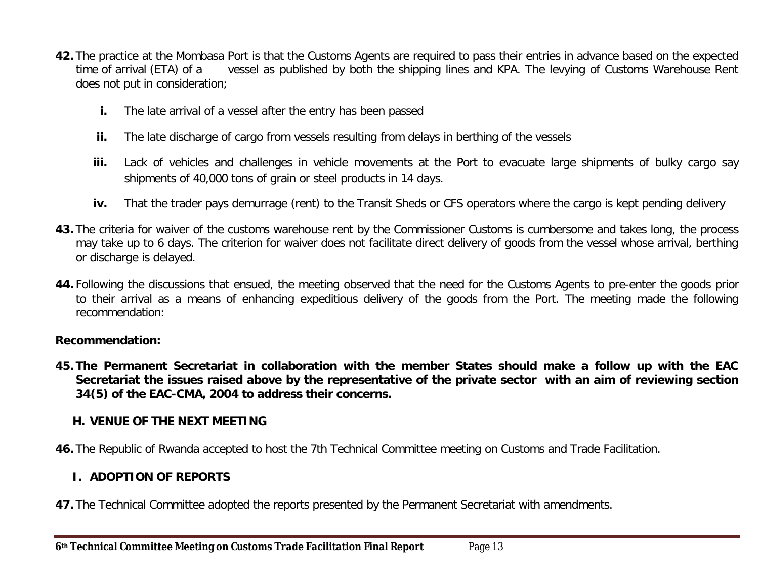**42.** The practice at the Mombasa Port is that the Customs Agents are required to pass their entries in advance based on the expected time of arrival (ETA) of a vessel as published by both the shipping lines and KPA. The levying of Customs Warehouse Rent does not put in consideration;

- **i.** The late arrival of a vessel after the entry has been passed
- **ii.** The late discharge of cargo from vessels resulting from delays in berthing of the vessels
- **iii.** Lack of vehicles and challenges in vehicle movements at the Port to evacuate large shipments of bulky cargo say shipments of 40,000 tons of grain or steel products in 14 days.
- **iv.** That the trader pays demurrage (rent) to the Transit Sheds or CFS operators where the cargo is kept pending delivery

**43.** The criteria for waiver of the customs warehouse rent by the Commissioner Customs is cumbersome and takes long, the process may take up to 6 days. The criterion for waiver does not facilitate direct delivery of goods from the vessel whose arrival, berthing or discharge is delayed.

**44.** Following the discussions that ensued, the meeting observed that the need for the Customs Agents to pre-enter the goods prior to their arrival as a means of enhancing expeditious delivery of the goods from the Port. The meeting made the following recommendation:

**Recommendation:**

**45. The Permanent Secretariat in collaboration with the member States should make a follow up with the EAC Secretariat the issues raised above by the representative of the private sector with an aim of reviewing section 34(5) of the EAC-CMA, 2004 to address their concerns.**

## H. VENUE OF THE NEXT MEETING

**46.** The Republic of Rwanda accepted to host the 7th Technical Committee meeting on Customs and Trade Facilitation.

## I. ADOPTION OF REPORTS

**47.** The Technical Committee adopted the reports presented by the Permanent Secretariat with amendments.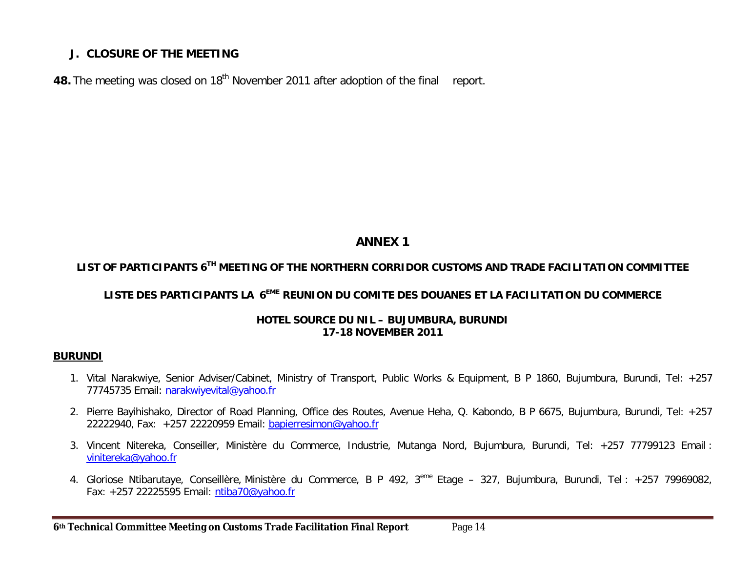## J. CLOSURE OF THE MEETING

**48.** The meeting was closed on 18$^{th}$ November 2011 after adoption of the final report.

# ANNEX 1

### LIST OF PARTICIPANTS 6$^{TH}$ MEETING OF THE NORTHERN CORRIDOR CUSTOMS AND TRADE FACILITATION COMMITTEE

### LISTE DES PARTICIPANTS LA 6$^{EME}$ REUNION DU COMITE DES DOUANES ET LA FACILITATION DU COMMERCE

**HOTEL SOURCE DU NIL – BUJUMBURA, BURUNDI**
**17-18 NOVEMBER 2011**

**BURUNDI**

1. Vital Narakwiye, Senior Adviser/Cabinet, Ministry of Transport, Public Works & Equipment, B P 1860, Bujumbura, Burundi, Tel: +257 77745735 Email: narakwiyevital@yahoo.fr

2. Pierre Bayihishako, Director of Road Planning, Office des Routes, Avenue Heha, Q. Kabondo, B P 6675, Bujumbura, Burundi, Tel: +257 22222940, Fax: +257 22220959 Email: bapierresimon@yahoo.fr

3. Vincent Nitereka, Conseiller, Ministère du Commerce, Industrie, Mutanga Nord, Bujumbura, Burundi, Tel: +257 77799123 Email : vinitereka@yahoo.fr

4. Gloriose Ntibarutaye, Conseillère, Ministère du Commerce, B P 492, 3$^{eme}$ Etage – 327, Bujumbura, Burundi, Tel : +257 79969082, Fax: +257 22225595 Email: ntiba70@yahoo.fr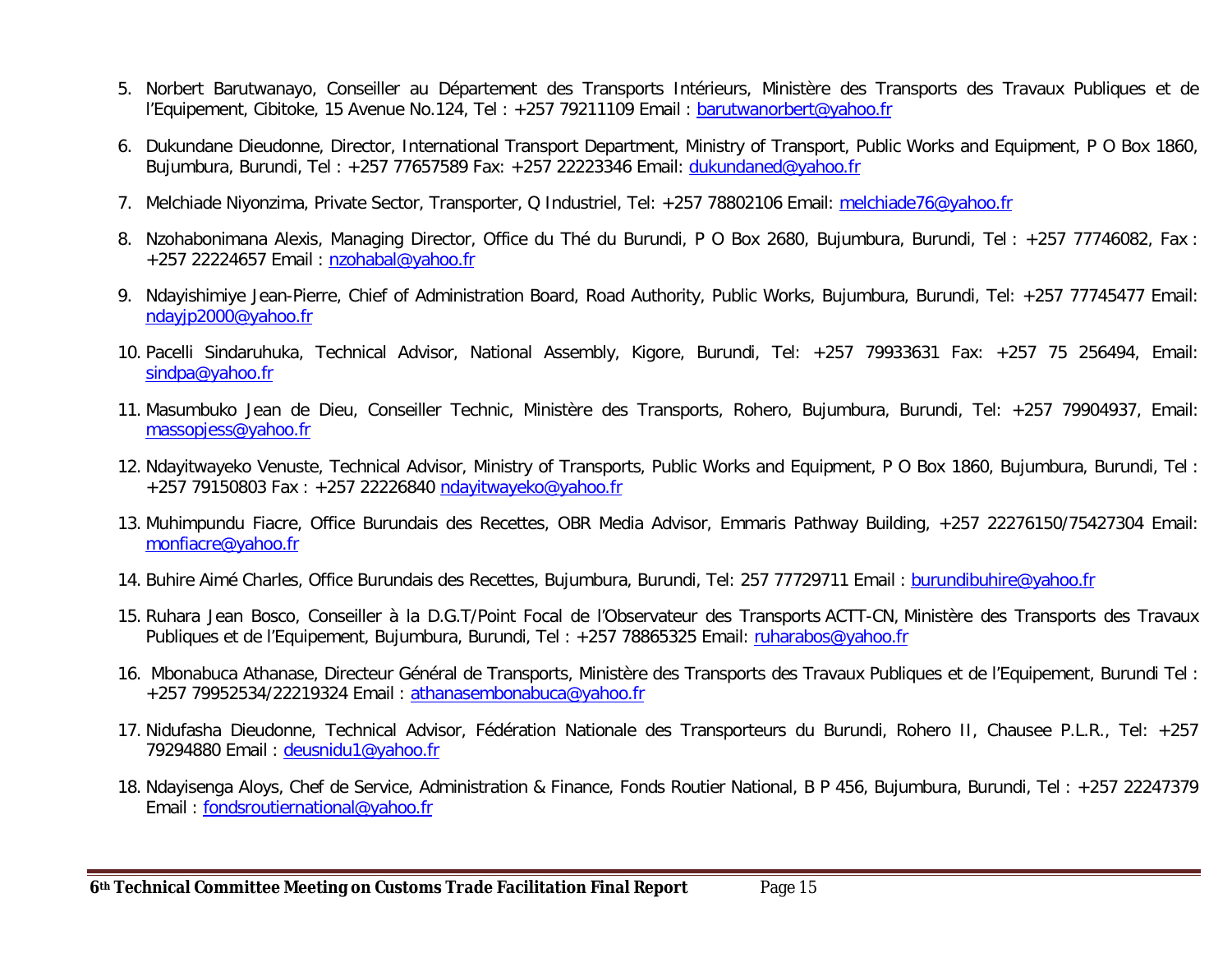5. Norbert Barutwanayo, Conseiller au Département des Transports Intérieurs, Ministère des Transports des Travaux Publiques et de l'Equipement, Cibitoke, 15 Avenue No.124, Tel : +257 79211109 Email : barutwanorbert@yahoo.fr

6. Dukundane Dieudonne, Director, International Transport Department, Ministry of Transport, Public Works and Equipment, P O Box 1860, Bujumbura, Burundi, Tel : +257 77657589 Fax: +257 22223346 Email: dukundaned@yahoo.fr

7. Melchiade Niyonzima, Private Sector, Transporter, Q Industriel, Tel: +257 78802106 Email: melchiade76@yahoo.fr

8. Nzohabonimana Alexis, Managing Director, Office du Thé du Burundi, P O Box 2680, Bujumbura, Burundi, Tel : +257 77746082, Fax : +257 22224657 Email : nzohabal@yahoo.fr

9. Ndayishimiye Jean-Pierre, Chief of Administration Board, Road Authority, Public Works, Bujumbura, Burundi, Tel: +257 77745477 Email: ndayjp2000@yahoo.fr

10. Pacelli Sindaruhuka, Technical Advisor, National Assembly, Kigore, Burundi, Tel: +257 79933631 Fax: +257 75 256494, Email: sindpa@yahoo.fr

11. Masumbuko Jean de Dieu, Conseiller Technic, Ministère des Transports, Rohero, Bujumbura, Burundi, Tel: +257 79904937, Email: massopjess@yahoo.fr

12. Ndayitwayeko Venuste, Technical Advisor, Ministry of Transports, Public Works and Equipment, P O Box 1860, Bujumbura, Burundi, Tel : +257 79150803 Fax : +257 22226840 ndayitwayeko@yahoo.fr

13. Muhimpundu Fiacre, Office Burundais des Recettes, OBR Media Advisor, Emmaris Pathway Building, +257 22276150/75427304 Email: monfiacre@yahoo.fr

14. Buhire Aimé Charles, Office Burundais des Recettes, Bujumbura, Burundi, Tel: 257 77729711 Email : burundibuhire@yahoo.fr

15. Ruhara Jean Bosco, Conseiller à la D.G.T/Point Focal de l'Observateur des Transports ACTT-CN, Ministère des Transports des Travaux Publiques et de l'Equipement, Bujumbura, Burundi, Tel : +257 78865325 Email: ruharabos@yahoo.fr

16. Mbonabuca Athanase, Directeur Général de Transports, Ministère des Transports des Travaux Publiques et de l'Equipement, Burundi Tel : +257 79952534/22219324 Email : athanasembonabuca@yahoo.fr

17. Nidufasha Dieudonne, Technical Advisor, Fédération Nationale des Transporteurs du Burundi, Rohero II, Chausee P.L.R., Tel: +257 79294880 Email : deusnidu1@yahoo.fr

18. Ndayisenga Aloys, Chef de Service, Administration & Finance, Fonds Routier National, B P 456, Bujumbura, Burundi, Tel : +257 22247379 Email : fondsroutiernational@yahoo.fr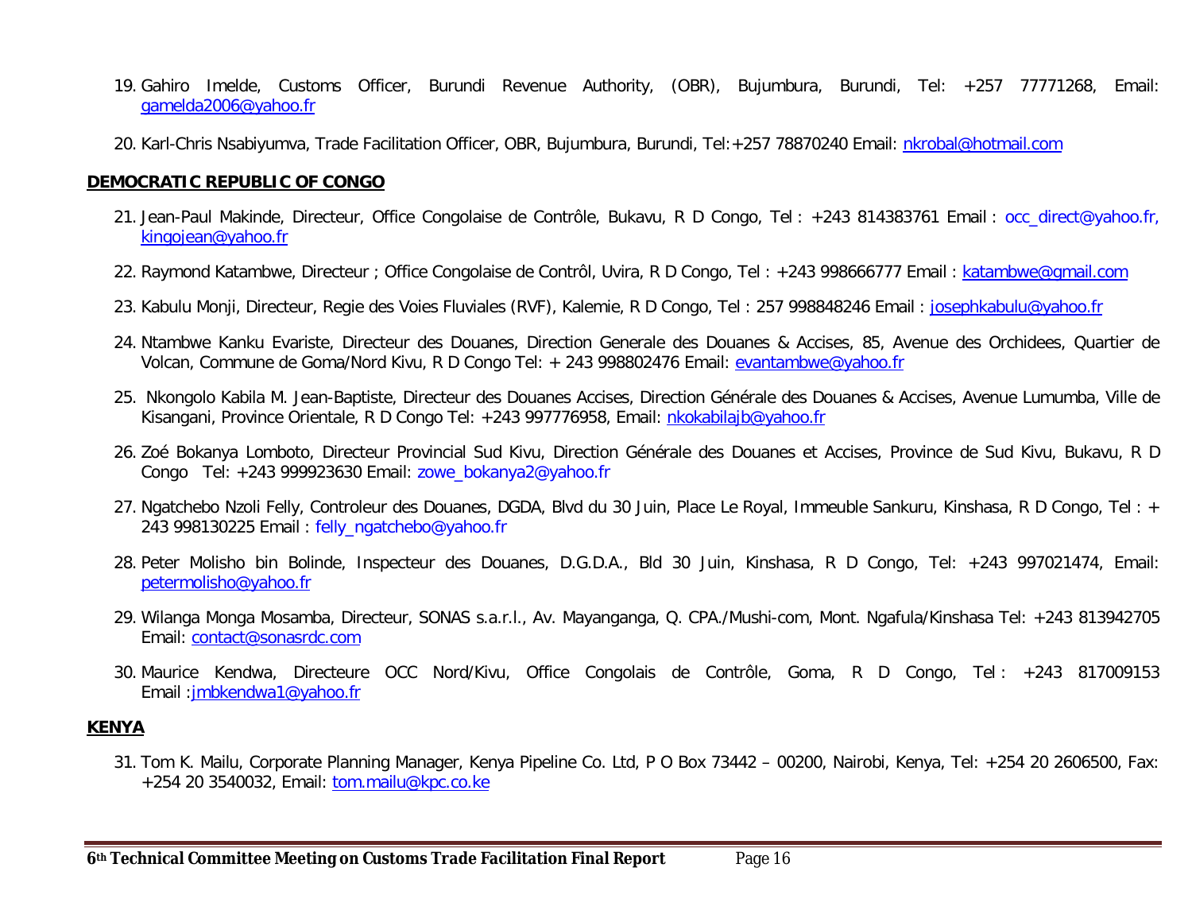19. Gahiro Imelde, Customs Officer, Burundi Revenue Authority, (OBR), Bujumbura, Burundi, Tel: +257 77771268, Email: gamelda2006@yahoo.fr

20. Karl-Chris Nsabiyumva, Trade Facilitation Officer, OBR, Bujumbura, Burundi, Tel:+257 78870240 Email: nkrobal@hotmail.com

**DEMOCRATIC REPUBLIC OF CONGO**

21. Jean-Paul Makinde, Directeur, Office Congolaise de Contrôle, Bukavu, R D Congo, Tel : +243 814383761 Email : occ_direct@yahoo.fr, kingojean@yahoo.fr

22. Raymond Katambwe, Directeur ; Office Congolaise de Contrôl, Uvira, R D Congo, Tel : +243 998666777 Email : katambwe@gmail.com

23. Kabulu Monji, Directeur, Regie des Voies Fluviales (RVF), Kalemie, R D Congo, Tel : 257 998848246 Email : josephkabulu@yahoo.fr

24. Ntambwe Kanku Evariste, Directeur des Douanes, Direction Generale des Douanes & Accises, 85, Avenue des Orchidees, Quartier de Volcan, Commune de Goma/Nord Kivu, R D Congo Tel: + 243 998802476 Email: evantambwe@yahoo.fr

25. Nkongolo Kabila M. Jean-Baptiste, Directeur des Douanes Accises, Direction Générale des Douanes & Accises, Avenue Lumumba, Ville de Kisangani, Province Orientale, R D Congo Tel: +243 997776958, Email: nkokabilajb@yahoo.fr

26. Zoé Bokanya Lomboto, Directeur Provincial Sud Kivu, Direction Générale des Douanes et Accises, Province de Sud Kivu, Bukavu, R D Congo Tel: +243 999923630 Email: zowe_bokanya2@yahoo.fr

27. Ngatchebo Nzoli Felly, Controleur des Douanes, DGDA, Blvd du 30 Juin, Place Le Royal, Immeuble Sankuru, Kinshasa, R D Congo, Tel : + 243 998130225 Email : felly_ngatchebo@yahoo.fr

28. Peter Molisho bin Bolinde, Inspecteur des Douanes, D.G.D.A., Bld 30 Juin, Kinshasa, R D Congo, Tel: +243 997021474, Email: petermolisho@yahoo.fr

29. Wilanga Monga Mosamba, Directeur, SONAS s.a.r.l., Av. Mayanganga, Q. CPA./Mushi-com, Mont. Ngafula/Kinshasa Tel: +243 813942705 Email: contact@sonasrdc.com

30. Maurice Kendwa, Directeure OCC Nord/Kivu, Office Congolais de Contrôle, Goma, R D Congo, Tel : +243 817009153 Email :jmbkendwa1@yahoo.fr

**KENYA**

31. Tom K. Mailu, Corporate Planning Manager, Kenya Pipeline Co. Ltd, P O Box 73442 – 00200, Nairobi, Kenya, Tel: +254 20 2606500, Fax: +254 20 3540032, Email: tom.mailu@kpc.co.ke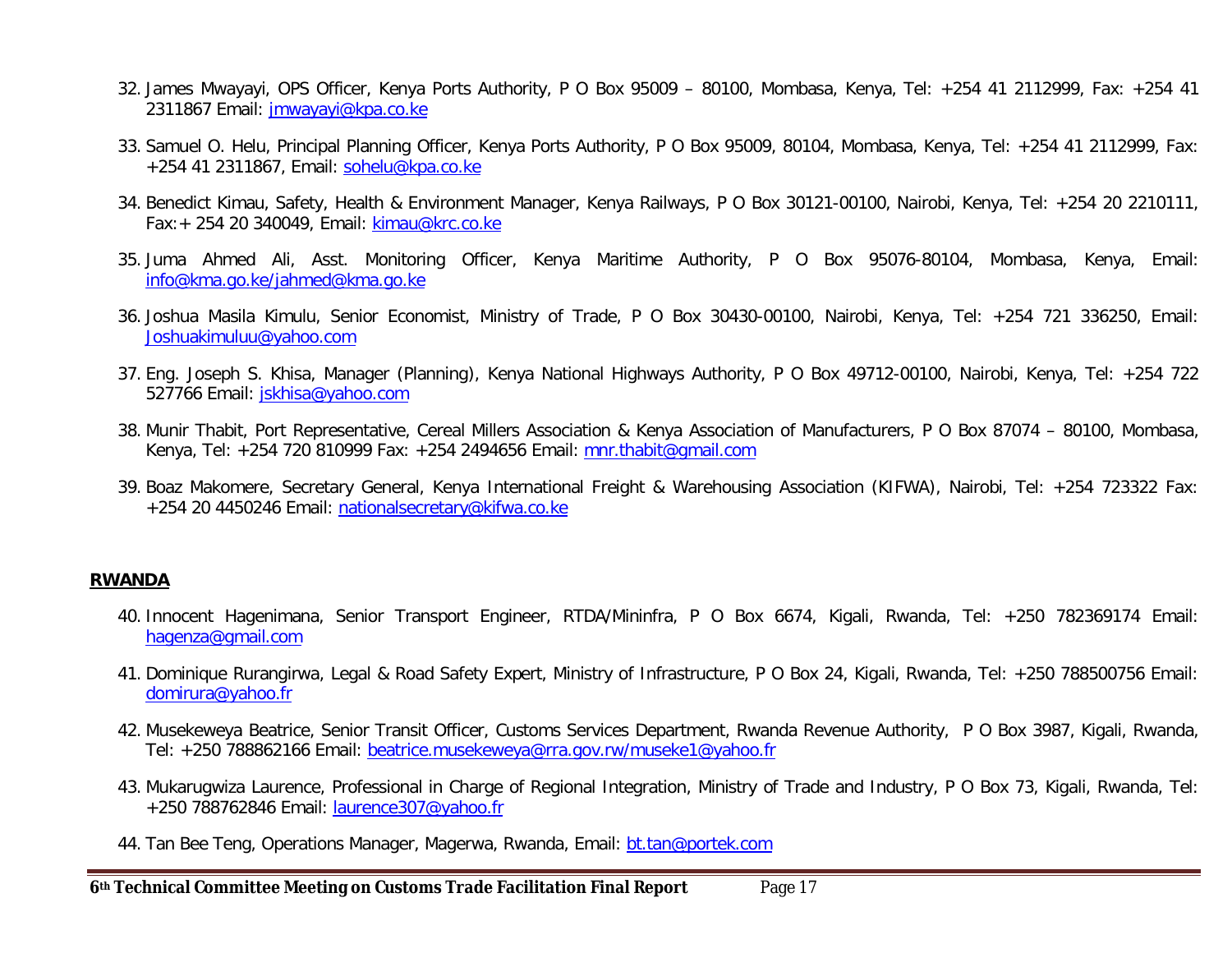32. James Mwayayi, OPS Officer, Kenya Ports Authority, P O Box 95009 – 80100, Mombasa, Kenya, Tel: +254 41 2112999, Fax: +254 41 2311867 Email: jmwayayi@kpa.co.ke

33. Samuel O. Helu, Principal Planning Officer, Kenya Ports Authority, P O Box 95009, 80104, Mombasa, Kenya, Tel: +254 41 2112999, Fax: +254 41 2311867, Email: sohelu@kpa.co.ke

34. Benedict Kimau, Safety, Health & Environment Manager, Kenya Railways, P O Box 30121-00100, Nairobi, Kenya, Tel: +254 20 2210111, Fax:+ 254 20 340049, Email: kimau@krc.co.ke

35. Juma Ahmed Ali, Asst. Monitoring Officer, Kenya Maritime Authority, P O Box 95076-80104, Mombasa, Kenya, Email: info@kma.go.ke/jahmed@kma.go.ke

36. Joshua Masila Kimulu, Senior Economist, Ministry of Trade, P O Box 30430-00100, Nairobi, Kenya, Tel: +254 721 336250, Email: Joshuakimuluu@yahoo.com

37. Eng. Joseph S. Khisa, Manager (Planning), Kenya National Highways Authority, P O Box 49712-00100, Nairobi, Kenya, Tel: +254 722 527766 Email: jskhisa@yahoo.com

38. Munir Thabit, Port Representative, Cereal Millers Association & Kenya Association of Manufacturers, P O Box 87074 – 80100, Mombasa, Kenya, Tel: +254 720 810999 Fax: +254 2494656 Email: mnr.thabit@gmail.com

39. Boaz Makomere, Secretary General, Kenya International Freight & Warehousing Association (KIFWA), Nairobi, Tel: +254 723322 Fax: +254 20 4450246 Email: nationalsecretary@kifwa.co.ke

## RWANDA

40. Innocent Hagenimana, Senior Transport Engineer, RTDA/Mininfra, P O Box 6674, Kigali, Rwanda, Tel: +250 782369174 Email: hagenza@gmail.com

41. Dominique Rurangirwa, Legal & Road Safety Expert, Ministry of Infrastructure, P O Box 24, Kigali, Rwanda, Tel: +250 788500756 Email: domirura@yahoo.fr

42. Musekeweya Beatrice, Senior Transit Officer, Customs Services Department, Rwanda Revenue Authority, P O Box 3987, Kigali, Rwanda, Tel: +250 788862166 Email: beatrice.musekeweya@rra.gov.rw/museke1@yahoo.fr

43. Mukarugwiza Laurence, Professional in Charge of Regional Integration, Ministry of Trade and Industry, P O Box 73, Kigali, Rwanda, Tel: +250 788762846 Email: laurence307@yahoo.fr

44. Tan Bee Teng, Operations Manager, Magerwa, Rwanda, Email: bt.tan@portek.com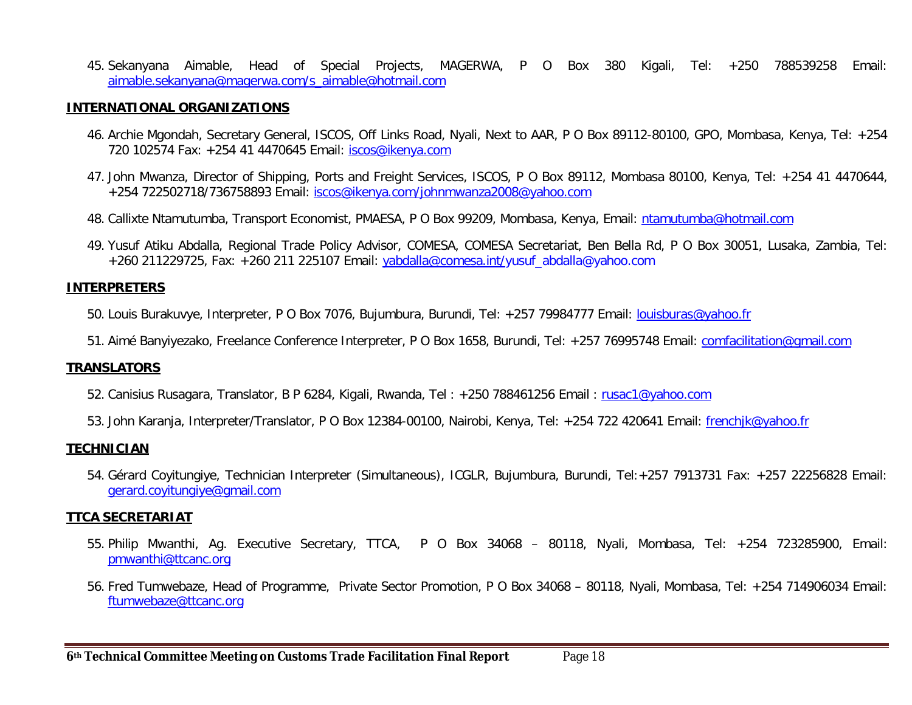45. Sekanyana Aimable, Head of Special Projects, MAGERWA, P O Box 380 Kigali, Tel: +250 788539258 Email: aimable.sekanyana@magerwa.com/s_aimable@hotmail.com

**INTERNATIONAL ORGANIZATIONS**

46. Archie Mgondah, Secretary General, ISCOS, Off Links Road, Nyali, Next to AAR, P O Box 89112-80100, GPO, Mombasa, Kenya, Tel: +254 720 102574 Fax: +254 41 4470645 Email: iscos@ikenya.com

47. John Mwanza, Director of Shipping, Ports and Freight Services, ISCOS, P O Box 89112, Mombasa 80100, Kenya, Tel: +254 41 4470644, +254 722502718/736758893 Email: iscos@ikenya.com/johnmwanza2008@yahoo.com

48. Callixte Ntamutumba, Transport Economist, PMAESA, P O Box 99209, Mombasa, Kenya, Email: ntamutumba@hotmail.com

49. Yusuf Atiku Abdalla, Regional Trade Policy Advisor, COMESA, COMESA Secretariat, Ben Bella Rd, P O Box 30051, Lusaka, Zambia, Tel: +260 211229725, Fax: +260 211 225107 Email: yabdalla@comesa.int/yusuf_abdalla@yahoo.com

**INTERPRETERS**

50. Louis Burakuvye, Interpreter, P O Box 7076, Bujumbura, Burundi, Tel: +257 79984777 Email: louisburas@yahoo.fr

51. Aimé Banyiyezako, Freelance Conference Interpreter, P O Box 1658, Burundi, Tel: +257 76995748 Email: comfacilitation@gmail.com

**TRANSLATORS**

52. Canisius Rusagara, Translator, B P 6284, Kigali, Rwanda, Tel : +250 788461256 Email : rusac1@yahoo.com

53. John Karanja, Interpreter/Translator, P O Box 12384-00100, Nairobi, Kenya, Tel: +254 722 420641 Email: frenchjk@yahoo.fr

**TECHNICIAN**

54. Gérard Coyitungiye, Technician Interpreter (Simultaneous), ICGLR, Bujumbura, Burundi, Tel:+257 7913731 Fax: +257 22256828 Email: gerard.coyitungiye@gmail.com

**TTCA SECRETARIAT**

55. Philip Mwanthi, Ag. Executive Secretary, TTCA, P O Box 34068 – 80118, Nyali, Mombasa, Tel: +254 723285900, Email: pmwanthi@ttcanc.org

56. Fred Tumwebaze, Head of Programme, Private Sector Promotion, P O Box 34068 – 80118, Nyali, Mombasa, Tel: +254 714906034 Email: ftumwebaze@ttcanc.org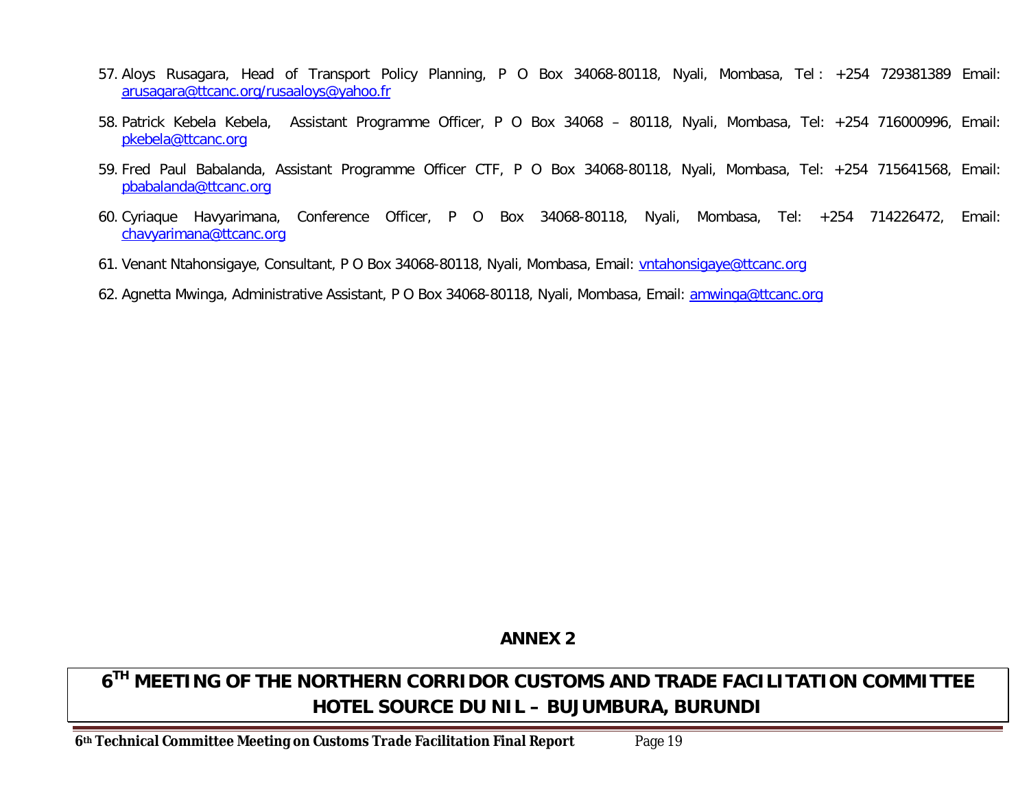57. Aloys Rusagara, Head of Transport Policy Planning, P O Box 34068-80118, Nyali, Mombasa, Tel : +254 729381389 Email: arusagara@ttcanc.org/rusaaloys@yahoo.fr

58. Patrick Kebela Kebela, Assistant Programme Officer, P O Box 34068 – 80118, Nyali, Mombasa, Tel: +254 716000996, Email: pkebela@ttcanc.org

59. Fred Paul Babalanda, Assistant Programme Officer CTF, P O Box 34068-80118, Nyali, Mombasa, Tel: +254 715641568, Email: pbabalanda@ttcanc.org

60. Cyriaque Havyarimana, Conference Officer, P O Box 34068-80118, Nyali, Mombasa, Tel: +254 714226472, Email: chavyarimana@ttcanc.org

61. Venant Ntahonsigaye, Consultant, P O Box 34068-80118, Nyali, Mombasa, Email: vntahonsigaye@ttcanc.org

62. Agnetta Mwinga, Administrative Assistant, P O Box 34068-80118, Nyali, Mombasa, Email: amwinga@ttcanc.org

**ANNEX 2**

# 6TH MEETING OF THE NORTHERN CORRIDOR CUSTOMS AND TRADE FACILITATION COMMITTEE HOTEL SOURCE DU NIL – BUJUMBURA, BURUNDI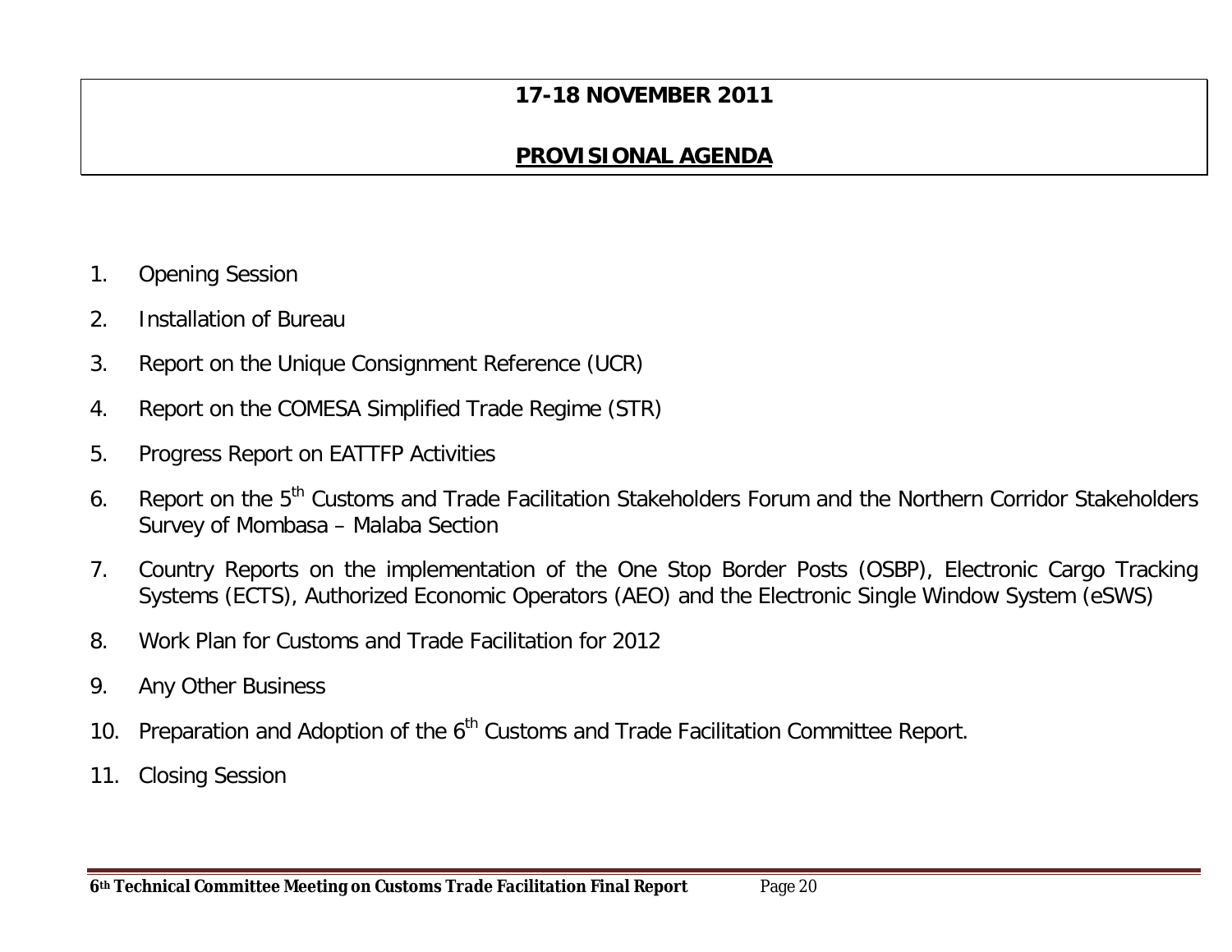**17-18 NOVEMBER 2011**

**PROVISIONAL AGENDA**

1. Opening Session
2. Installation of Bureau
3. Report on the Unique Consignment Reference (UCR)
4. Report on the COMESA Simplified Trade Regime (STR)
5. Progress Report on EATTFP Activities
6. Report on the 5th Customs and Trade Facilitation Stakeholders Forum and the Northern Corridor Stakeholders Survey of Mombasa – Malaba Section
7. Country Reports on the implementation of the One Stop Border Posts (OSBP), Electronic Cargo Tracking Systems (ECTS), Authorized Economic Operators (AEO) and the Electronic Single Window System (eSWS)
8. Work Plan for Customs and Trade Facilitation for 2012
9. Any Other Business
10. Preparation and Adoption of the 6th Customs and Trade Facilitation Committee Report.
11. Closing Session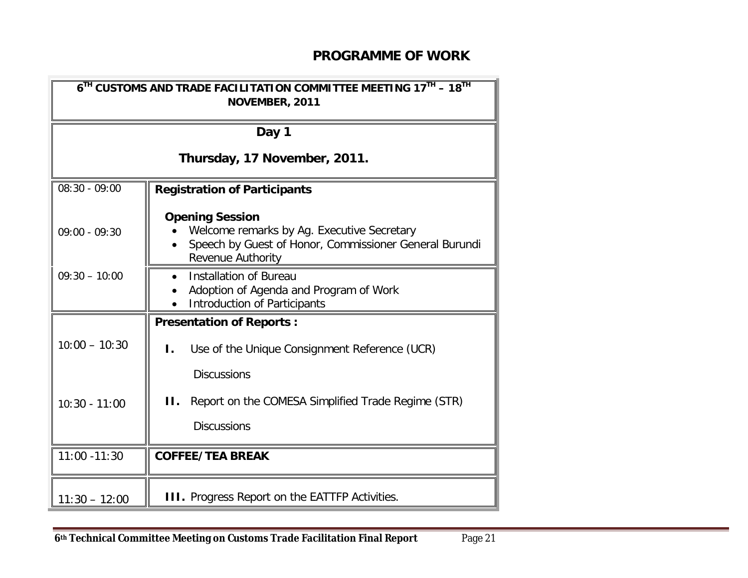# PROGRAMME OF WORK

| | |
|---|---|
| **6TH CUSTOMS AND TRADE FACILITATION COMMITTEE MEETING 17TH – 18TH NOVEMBER, 2011** | |
| **Day 1**<br><br>**Thursday, 17 November, 2011.** | |
| 08:30 - 09:00<br><br>09:00 - 09:30 | **Registration of Participants**<br><br>**Opening Session**<br>• Welcome remarks by Ag. Executive Secretary<br>• Speech by Guest of Honor, Commissioner General Burundi Revenue Authority |
| 09:30 – 10:00 | • Installation of Bureau<br>• Adoption of Agenda and Program of Work<br>• Introduction of Participants |
| <br><br>10:00 – 10:30<br><br><br><br>10:30 - 11:00 | **Presentation of Reports :**<br><br>**I.** Use of the Unique Consignment Reference (UCR)<br><br>Discussions<br><br>**II.** Report on the COMESA Simplified Trade Regime (STR)<br><br>Discussions |
| 11:00 -11:30 | **COFFEE/TEA BREAK** |
| 11:30 – 12:00 | **III.** Progress Report on the EATTFP Activities. |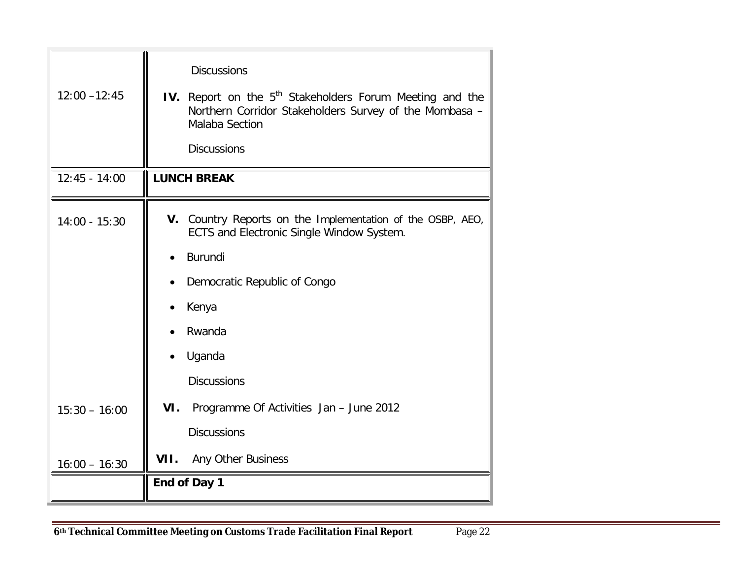| | |
|---|---|
| 12:00 –12:45 | Discussions<br>**IV.** Report on the 5th Stakeholders Forum Meeting and the Northern Corridor Stakeholders Survey of the Mombasa – Malaba Section<br>Discussions |
| 12:45 - 14:00 | **LUNCH BREAK** |
| 14:00 - 15:30 | **V.** Country Reports on the Implementation of the OSBP, AEO, ECTS and Electronic Single Window System.<br>• Burundi<br>• Democratic Republic of Congo<br>• Kenya<br>• Rwanda<br>• Uganda<br>Discussions |
| 15:30 – 16:00 | **VI.** Programme Of Activities Jan – June 2012<br>Discussions |
| 16:00 – 16:30 | **VII.** Any Other Business |
| | **End of Day 1** |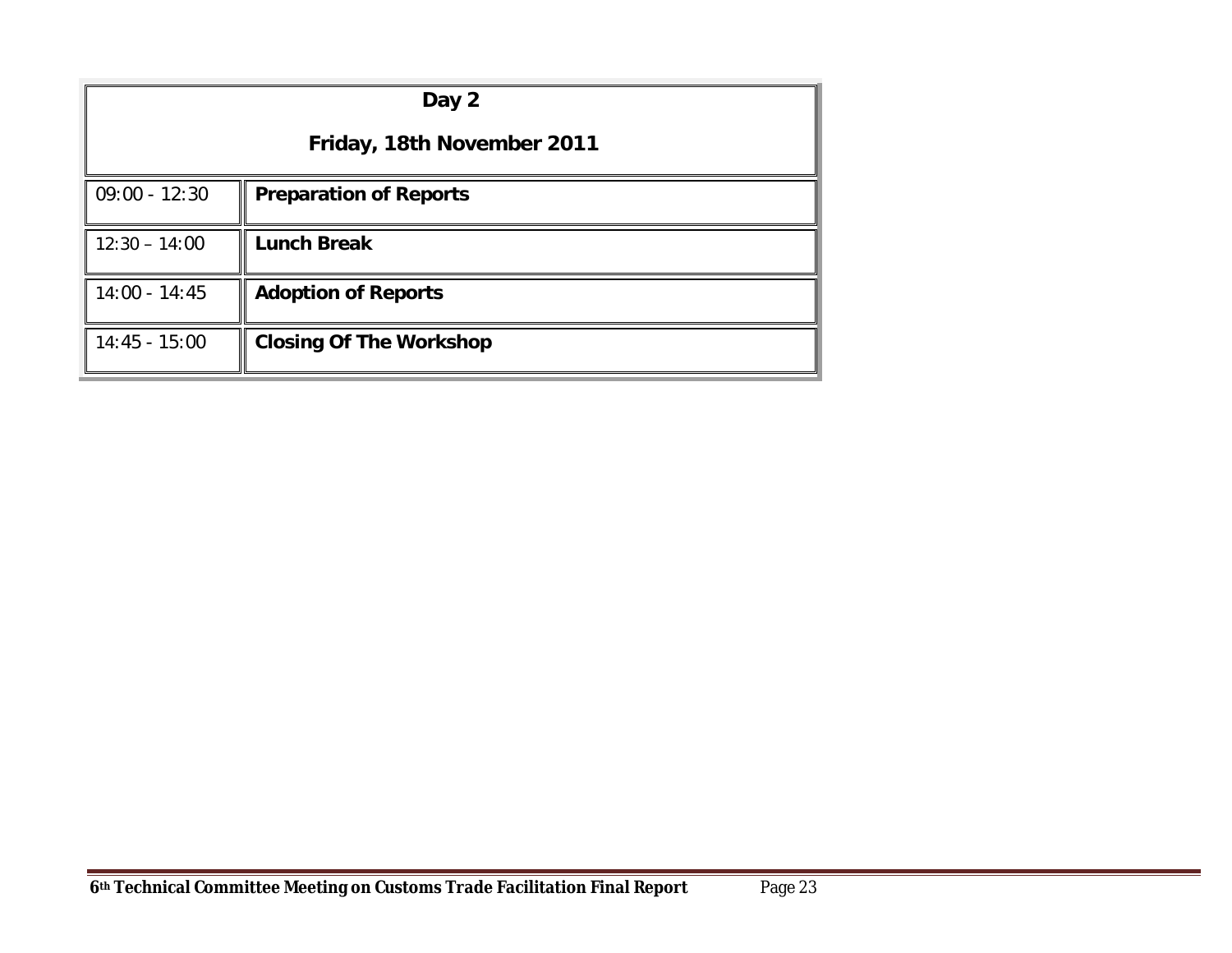| Day 2<br><br>Friday, 18th November 2011 | |
|---|---|
| 09:00 - 12:30 | **Preparation of Reports** |
| 12:30 – 14:00 | **Lunch Break** |
| 14:00 - 14:45 | **Adoption of Reports** |
| 14:45 - 15:00 | **Closing Of The Workshop** |